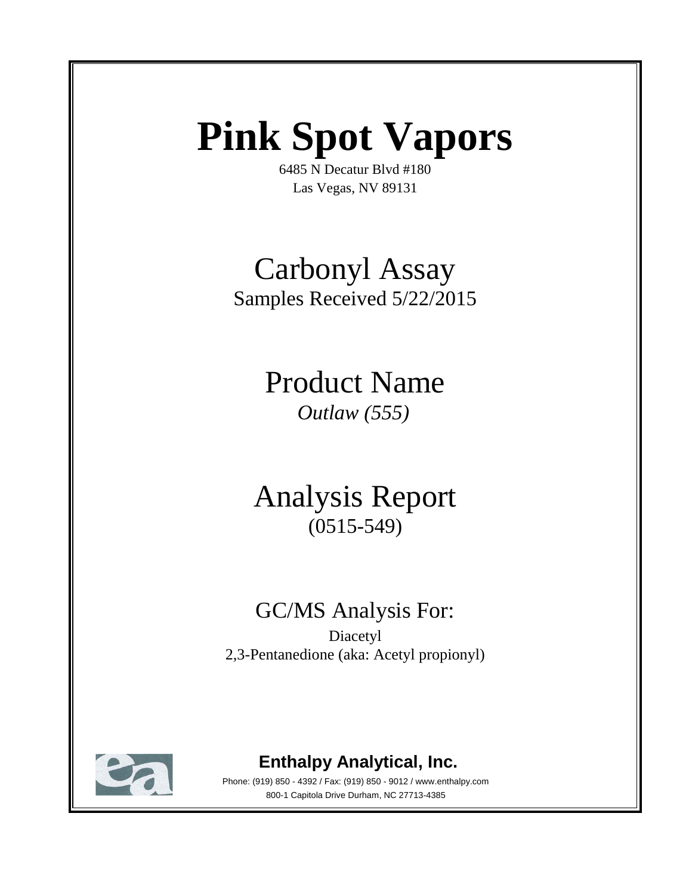# Pink Spot Vapors

6485 N Decatur Blvd #180
Las Vegas, NV 89131

## Carbonyl Assay

Samples Received 5/22/2015

## Product Name

*Outlaw (555)*

## Analysis Report

(0515-549)

## GC/MS Analysis For:

Diacetyl
2,3-Pentanedione (aka: Acetyl propionyl)

**Enthalpy Analytical, Inc.**

Phone: (919) 850 - 4392 / Fax: (919) 850 - 9012 / www.enthalpy.com
800-1 Capitola Drive Durham, NC 27713-4385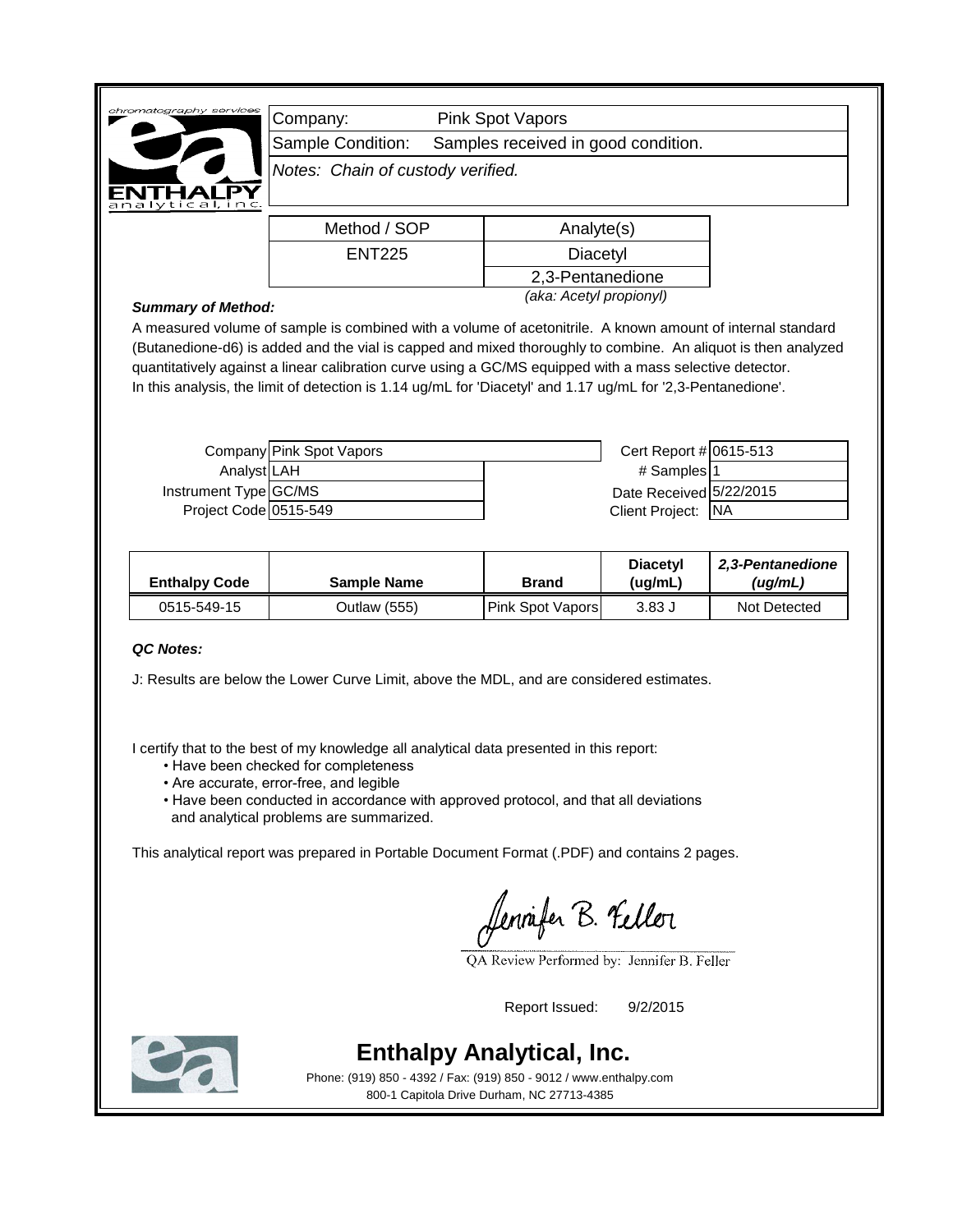chromatography services

ENTHALPY analytical, inc.

| | |
|---|---|
| Company: | Pink Spot Vapors |
| Sample Condition: | Samples received in good condition. |

*Notes: Chain of custody verified.*

| Method / SOP | Analyte(s) |
|---|---|
| ENT225 | Diacetyl |
| | 2,3-Pentanedione |

*(aka: Acetyl propionyl)*

***Summary of Method:***

A measured volume of sample is combined with a volume of acetonitrile. A known amount of internal standard (Butanedione-d6) is added and the vial is capped and mixed thoroughly to combine. An aliquot is then analyzed quantitatively against a linear calibration curve using a GC/MS equipped with a mass selective detector. In this analysis, the limit of detection is 1.14 ug/mL for 'Diacetyl' and 1.17 ug/mL for '2,3-Pentanedione'.

| | | | |
|---|---|---|---|
| Company | Pink Spot Vapors | Cert Report # | 0615-513 |
| Analyst | LAH | # Samples | 1 |
| Instrument Type | GC/MS | Date Received | 5/22/2015 |
| Project Code | 0515-549 | Client Project: | NA |

| Enthalpy Code | Sample Name | Brand | Diacetyl (ug/mL) | *2,3-Pentanedione (ug/mL)* |
|---|---|---|---|---|
| 0515-549-15 | Outlaw (555) | Pink Spot Vapors | 3.83 J | Not Detected |

***QC Notes:***

J: Results are below the Lower Curve Limit, above the MDL, and are considered estimates.

I certify that to the best of my knowledge all analytical data presented in this report:

- Have been checked for completeness
- Are accurate, error-free, and legible
- Have been conducted in accordance with approved protocol, and that all deviations and analytical problems are summarized.

This analytical report was prepared in Portable Document Format (.PDF) and contains 2 pages.

Jennifer B. Feller

QA Review Performed by: Jennifer B. Feller

Report Issued: 9/2/2015

## Enthalpy Analytical, Inc.

Phone: (919) 850 - 4392 / Fax: (919) 850 - 9012 / www.enthalpy.com

800-1 Capitola Drive Durham, NC 27713-4385